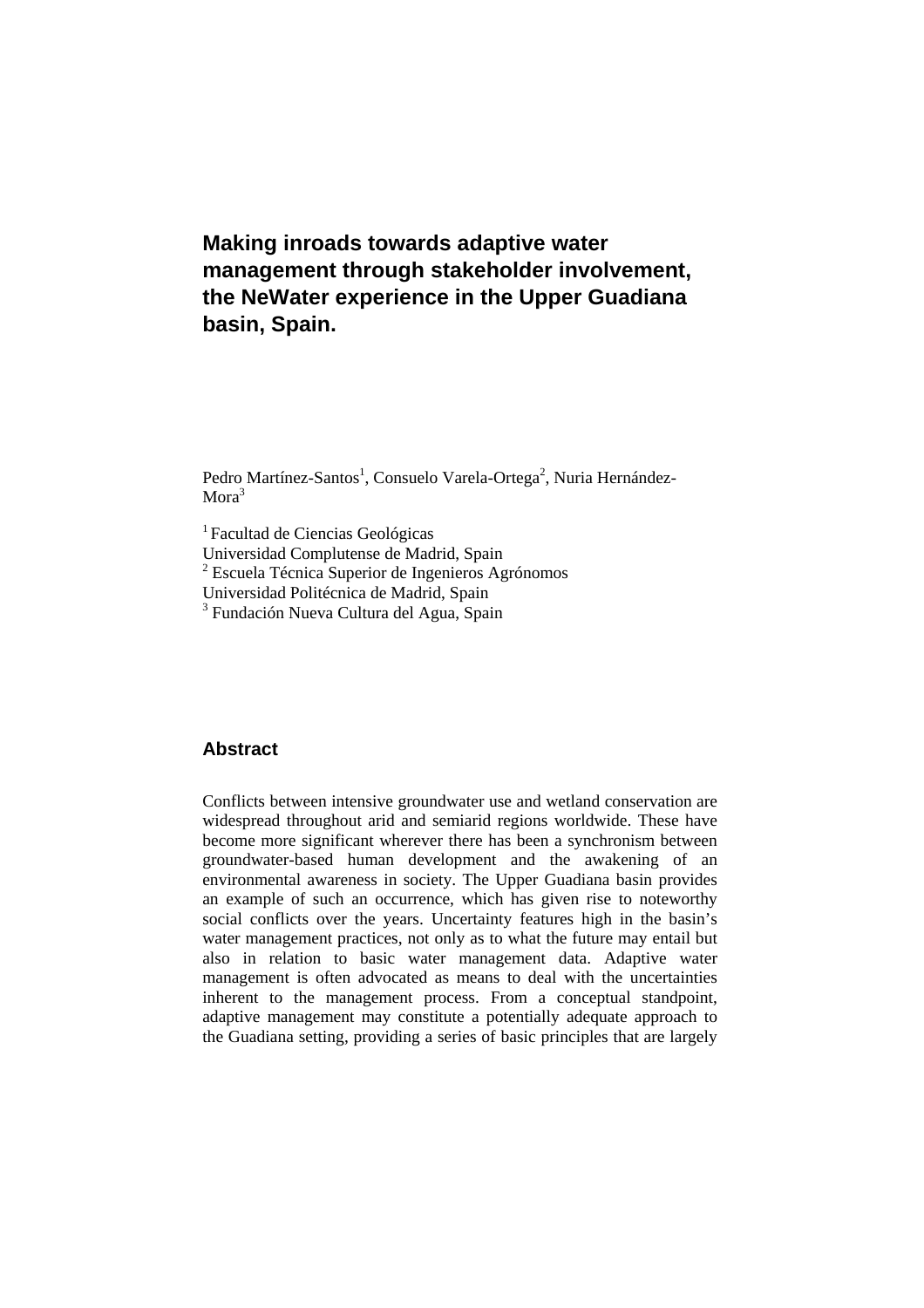# Making inroads towards adaptive water management through stakeholder involvement, the NeWater experience in the Upper Guadiana basin, Spain.

Pedro Martínez-Santos[1], Consuelo Varela-Ortega[2], Nuria Hernández-Mora[3]

[1] Facultad de Ciencias Geológicas
Universidad Complutense de Madrid, Spain
[2] Escuela Técnica Superior de Ingenieros Agrónomos
Universidad Politécnica de Madrid, Spain
[3] Fundación Nueva Cultura del Agua, Spain

## Abstract

Conflicts between intensive groundwater use and wetland conservation are widespread throughout arid and semiarid regions worldwide. These have become more significant wherever there has been a synchronism between groundwater-based human development and the awakening of an environmental awareness in society. The Upper Guadiana basin provides an example of such an occurrence, which has given rise to noteworthy social conflicts over the years. Uncertainty features high in the basin's water management practices, not only as to what the future may entail but also in relation to basic water management data. Adaptive water management is often advocated as means to deal with the uncertainties inherent to the management process. From a conceptual standpoint, adaptive management may constitute a potentially adequate approach to the Guadiana setting, providing a series of basic principles that are largely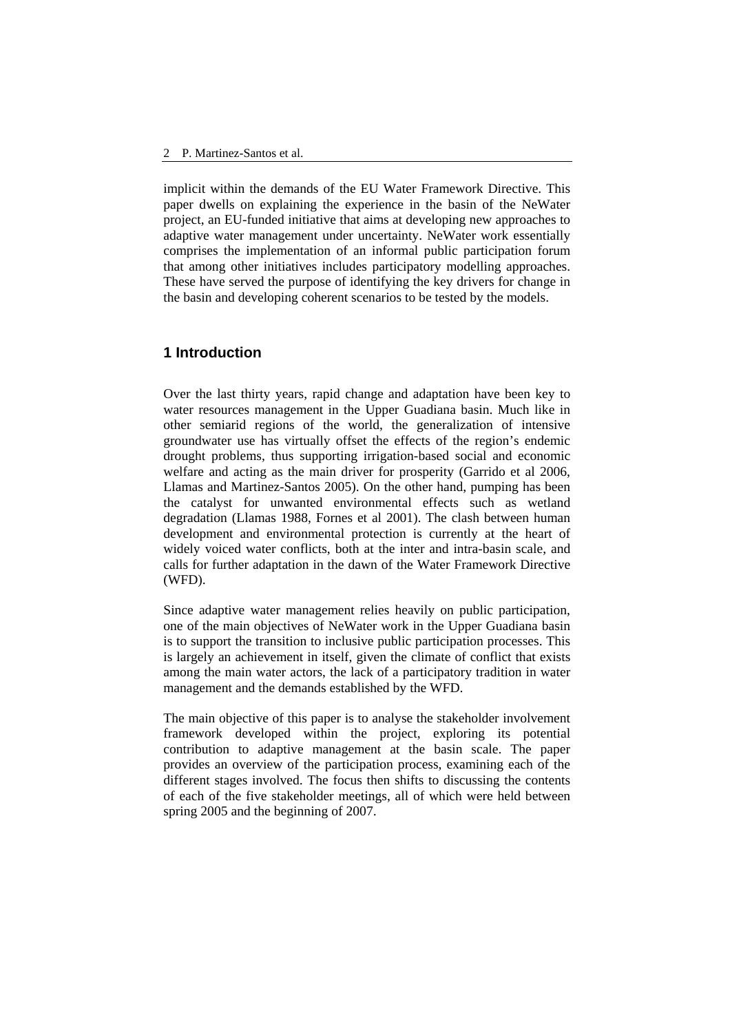implicit within the demands of the EU Water Framework Directive. This paper dwells on explaining the experience in the basin of the NeWater project, an EU-funded initiative that aims at developing new approaches to adaptive water management under uncertainty. NeWater work essentially comprises the implementation of an informal public participation forum that among other initiatives includes participatory modelling approaches. These have served the purpose of identifying the key drivers for change in the basin and developing coherent scenarios to be tested by the models.

## 1 Introduction

Over the last thirty years, rapid change and adaptation have been key to water resources management in the Upper Guadiana basin. Much like in other semiarid regions of the world, the generalization of intensive groundwater use has virtually offset the effects of the region's endemic drought problems, thus supporting irrigation-based social and economic welfare and acting as the main driver for prosperity (Garrido et al 2006, Llamas and Martinez-Santos 2005). On the other hand, pumping has been the catalyst for unwanted environmental effects such as wetland degradation (Llamas 1988, Fornes et al 2001). The clash between human development and environmental protection is currently at the heart of widely voiced water conflicts, both at the inter and intra-basin scale, and calls for further adaptation in the dawn of the Water Framework Directive (WFD).

Since adaptive water management relies heavily on public participation, one of the main objectives of NeWater work in the Upper Guadiana basin is to support the transition to inclusive public participation processes. This is largely an achievement in itself, given the climate of conflict that exists among the main water actors, the lack of a participatory tradition in water management and the demands established by the WFD.

The main objective of this paper is to analyse the stakeholder involvement framework developed within the project, exploring its potential contribution to adaptive management at the basin scale. The paper provides an overview of the participation process, examining each of the different stages involved. The focus then shifts to discussing the contents of each of the five stakeholder meetings, all of which were held between spring 2005 and the beginning of 2007.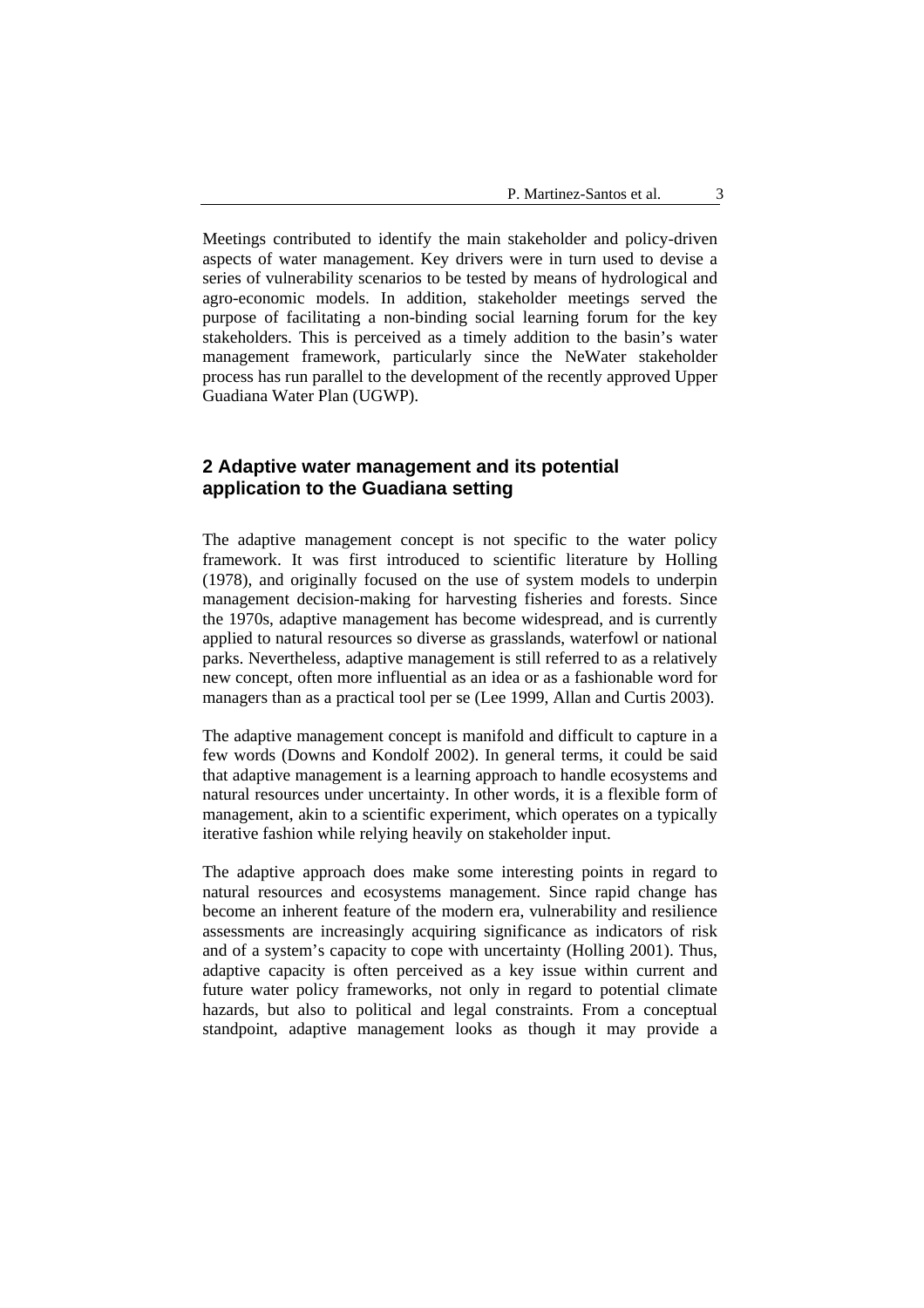Meetings contributed to identify the main stakeholder and policy-driven aspects of water management. Key drivers were in turn used to devise a series of vulnerability scenarios to be tested by means of hydrological and agro-economic models. In addition, stakeholder meetings served the purpose of facilitating a non-binding social learning forum for the key stakeholders. This is perceived as a timely addition to the basin's water management framework, particularly since the NeWater stakeholder process has run parallel to the development of the recently approved Upper Guadiana Water Plan (UGWP).

## 2 Adaptive water management and its potential application to the Guadiana setting

The adaptive management concept is not specific to the water policy framework. It was first introduced to scientific literature by Holling (1978), and originally focused on the use of system models to underpin management decision-making for harvesting fisheries and forests. Since the 1970s, adaptive management has become widespread, and is currently applied to natural resources so diverse as grasslands, waterfowl or national parks. Nevertheless, adaptive management is still referred to as a relatively new concept, often more influential as an idea or as a fashionable word for managers than as a practical tool per se (Lee 1999, Allan and Curtis 2003).

The adaptive management concept is manifold and difficult to capture in a few words (Downs and Kondolf 2002). In general terms, it could be said that adaptive management is a learning approach to handle ecosystems and natural resources under uncertainty. In other words, it is a flexible form of management, akin to a scientific experiment, which operates on a typically iterative fashion while relying heavily on stakeholder input.

The adaptive approach does make some interesting points in regard to natural resources and ecosystems management. Since rapid change has become an inherent feature of the modern era, vulnerability and resilience assessments are increasingly acquiring significance as indicators of risk and of a system's capacity to cope with uncertainty (Holling 2001). Thus, adaptive capacity is often perceived as a key issue within current and future water policy frameworks, not only in regard to potential climate hazards, but also to political and legal constraints. From a conceptual standpoint, adaptive management looks as though it may provide a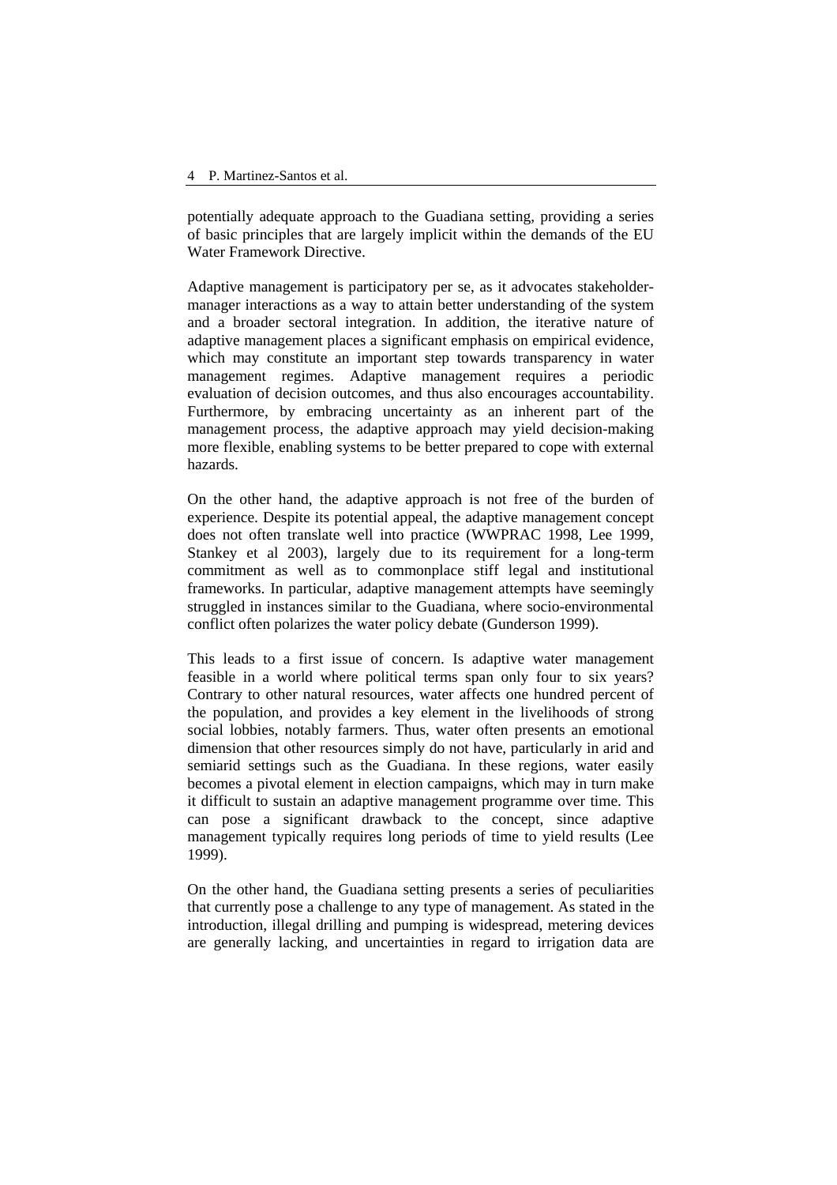potentially adequate approach to the Guadiana setting, providing a series of basic principles that are largely implicit within the demands of the EU Water Framework Directive.

Adaptive management is participatory per se, as it advocates stakeholder-manager interactions as a way to attain better understanding of the system and a broader sectoral integration. In addition, the iterative nature of adaptive management places a significant emphasis on empirical evidence, which may constitute an important step towards transparency in water management regimes. Adaptive management requires a periodic evaluation of decision outcomes, and thus also encourages accountability. Furthermore, by embracing uncertainty as an inherent part of the management process, the adaptive approach may yield decision-making more flexible, enabling systems to be better prepared to cope with external hazards.

On the other hand, the adaptive approach is not free of the burden of experience. Despite its potential appeal, the adaptive management concept does not often translate well into practice (WWPRAC 1998, Lee 1999, Stankey et al 2003), largely due to its requirement for a long-term commitment as well as to commonplace stiff legal and institutional frameworks. In particular, adaptive management attempts have seemingly struggled in instances similar to the Guadiana, where socio-environmental conflict often polarizes the water policy debate (Gunderson 1999).

This leads to a first issue of concern. Is adaptive water management feasible in a world where political terms span only four to six years? Contrary to other natural resources, water affects one hundred percent of the population, and provides a key element in the livelihoods of strong social lobbies, notably farmers. Thus, water often presents an emotional dimension that other resources simply do not have, particularly in arid and semiarid settings such as the Guadiana. In these regions, water easily becomes a pivotal element in election campaigns, which may in turn make it difficult to sustain an adaptive management programme over time. This can pose a significant drawback to the concept, since adaptive management typically requires long periods of time to yield results (Lee 1999).

On the other hand, the Guadiana setting presents a series of peculiarities that currently pose a challenge to any type of management. As stated in the introduction, illegal drilling and pumping is widespread, metering devices are generally lacking, and uncertainties in regard to irrigation data are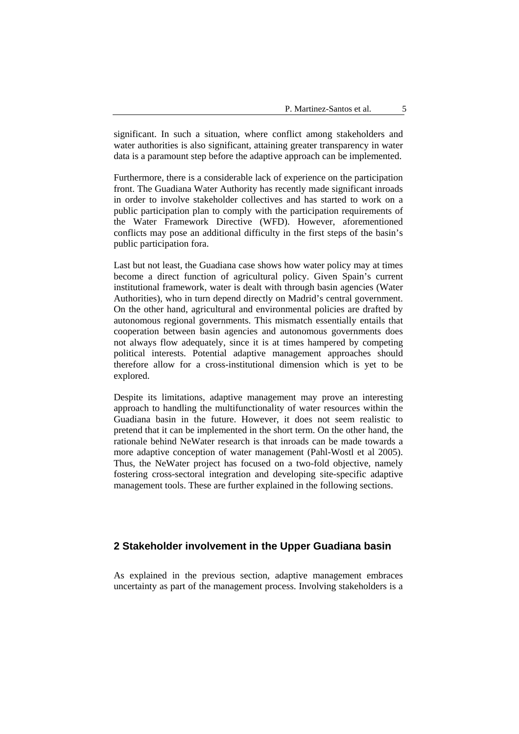significant. In such a situation, where conflict among stakeholders and water authorities is also significant, attaining greater transparency in water data is a paramount step before the adaptive approach can be implemented.

Furthermore, there is a considerable lack of experience on the participation front. The Guadiana Water Authority has recently made significant inroads in order to involve stakeholder collectives and has started to work on a public participation plan to comply with the participation requirements of the Water Framework Directive (WFD). However, aforementioned conflicts may pose an additional difficulty in the first steps of the basin's public participation fora.

Last but not least, the Guadiana case shows how water policy may at times become a direct function of agricultural policy. Given Spain's current institutional framework, water is dealt with through basin agencies (Water Authorities), who in turn depend directly on Madrid's central government. On the other hand, agricultural and environmental policies are drafted by autonomous regional governments. This mismatch essentially entails that cooperation between basin agencies and autonomous governments does not always flow adequately, since it is at times hampered by competing political interests. Potential adaptive management approaches should therefore allow for a cross-institutional dimension which is yet to be explored.

Despite its limitations, adaptive management may prove an interesting approach to handling the multifunctionality of water resources within the Guadiana basin in the future. However, it does not seem realistic to pretend that it can be implemented in the short term. On the other hand, the rationale behind NeWater research is that inroads can be made towards a more adaptive conception of water management (Pahl-Wostl et al 2005). Thus, the NeWater project has focused on a two-fold objective, namely fostering cross-sectoral integration and developing site-specific adaptive management tools. These are further explained in the following sections.

## 2 Stakeholder involvement in the Upper Guadiana basin

As explained in the previous section, adaptive management embraces uncertainty as part of the management process. Involving stakeholders is a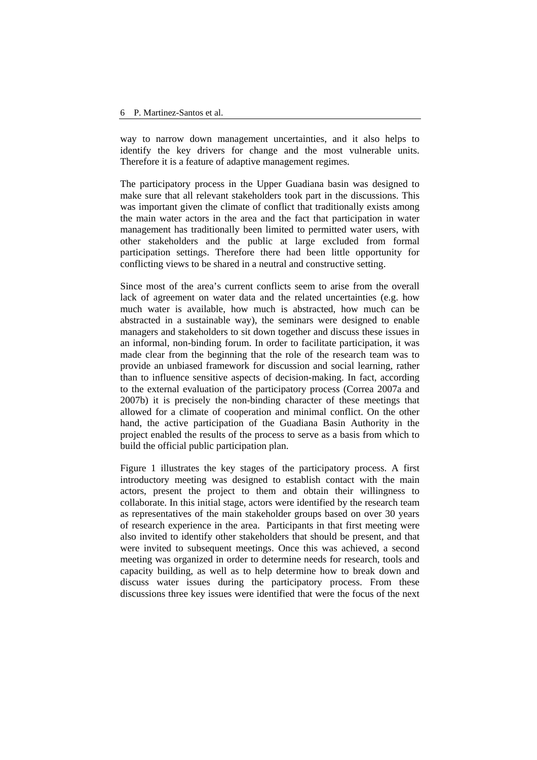way to narrow down management uncertainties, and it also helps to identify the key drivers for change and the most vulnerable units. Therefore it is a feature of adaptive management regimes.

The participatory process in the Upper Guadiana basin was designed to make sure that all relevant stakeholders took part in the discussions. This was important given the climate of conflict that traditionally exists among the main water actors in the area and the fact that participation in water management has traditionally been limited to permitted water users, with other stakeholders and the public at large excluded from formal participation settings. Therefore there had been little opportunity for conflicting views to be shared in a neutral and constructive setting.

Since most of the area's current conflicts seem to arise from the overall lack of agreement on water data and the related uncertainties (e.g. how much water is available, how much is abstracted, how much can be abstracted in a sustainable way), the seminars were designed to enable managers and stakeholders to sit down together and discuss these issues in an informal, non-binding forum. In order to facilitate participation, it was made clear from the beginning that the role of the research team was to provide an unbiased framework for discussion and social learning, rather than to influence sensitive aspects of decision-making. In fact, according to the external evaluation of the participatory process (Correa 2007a and 2007b) it is precisely the non-binding character of these meetings that allowed for a climate of cooperation and minimal conflict. On the other hand, the active participation of the Guadiana Basin Authority in the project enabled the results of the process to serve as a basis from which to build the official public participation plan.

Figure 1 illustrates the key stages of the participatory process. A first introductory meeting was designed to establish contact with the main actors, present the project to them and obtain their willingness to collaborate. In this initial stage, actors were identified by the research team as representatives of the main stakeholder groups based on over 30 years of research experience in the area. Participants in that first meeting were also invited to identify other stakeholders that should be present, and that were invited to subsequent meetings. Once this was achieved, a second meeting was organized in order to determine needs for research, tools and capacity building, as well as to help determine how to break down and discuss water issues during the participatory process. From these discussions three key issues were identified that were the focus of the next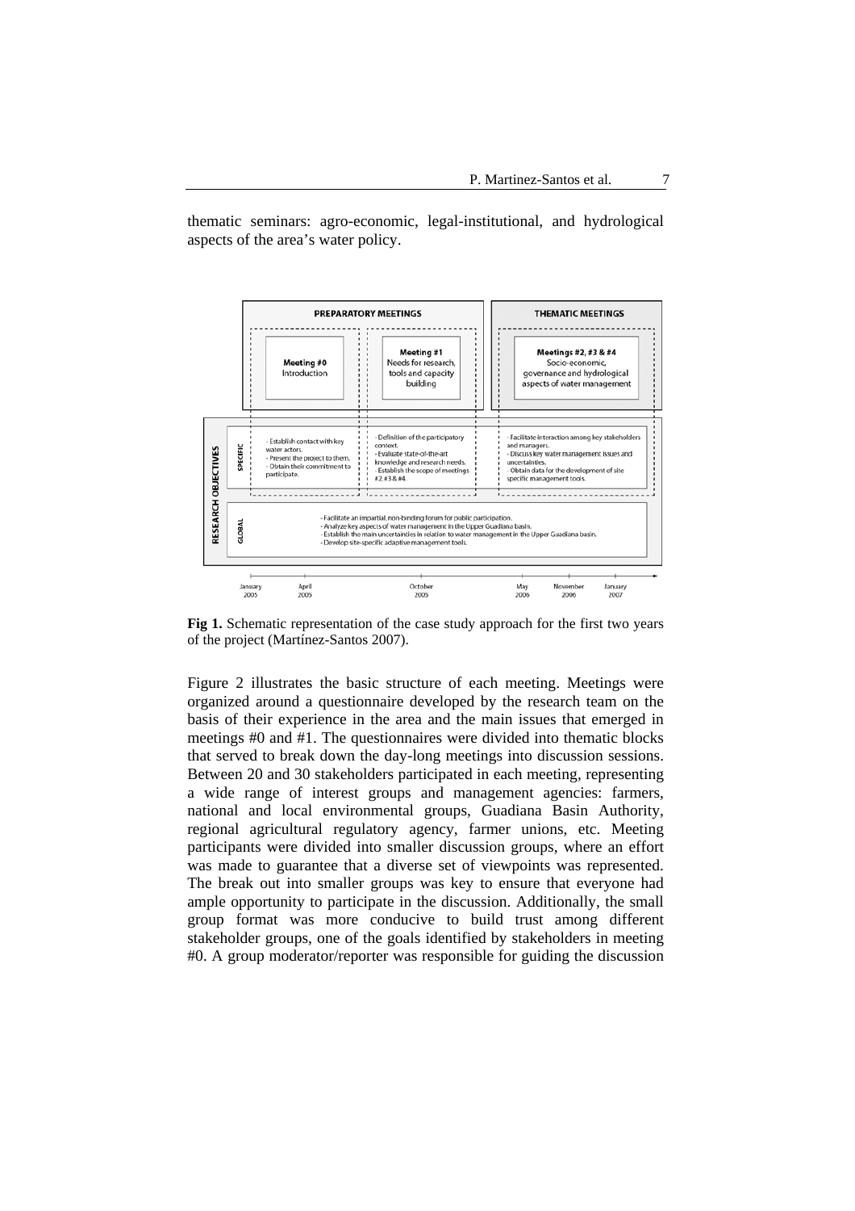thematic seminars: agro-economic, legal-institutional, and hydrological aspects of the area's water policy.

**Fig 1.** Schematic representation of the case study approach for the first two years of the project (Martínez-Santos 2007).

Figure 2 illustrates the basic structure of each meeting. Meetings were organized around a questionnaire developed by the research team on the basis of their experience in the area and the main issues that emerged in meetings #0 and #1. The questionnaires were divided into thematic blocks that served to break down the day-long meetings into discussion sessions. Between 20 and 30 stakeholders participated in each meeting, representing a wide range of interest groups and management agencies: farmers, national and local environmental groups, Guadiana Basin Authority, regional agricultural regulatory agency, farmer unions, etc. Meeting participants were divided into smaller discussion groups, where an effort was made to guarantee that a diverse set of viewpoints was represented. The break out into smaller groups was key to ensure that everyone had ample opportunity to participate in the discussion. Additionally, the small group format was more conducive to build trust among different stakeholder groups, one of the goals identified by stakeholders in meeting #0. A group moderator/reporter was responsible for guiding the discussion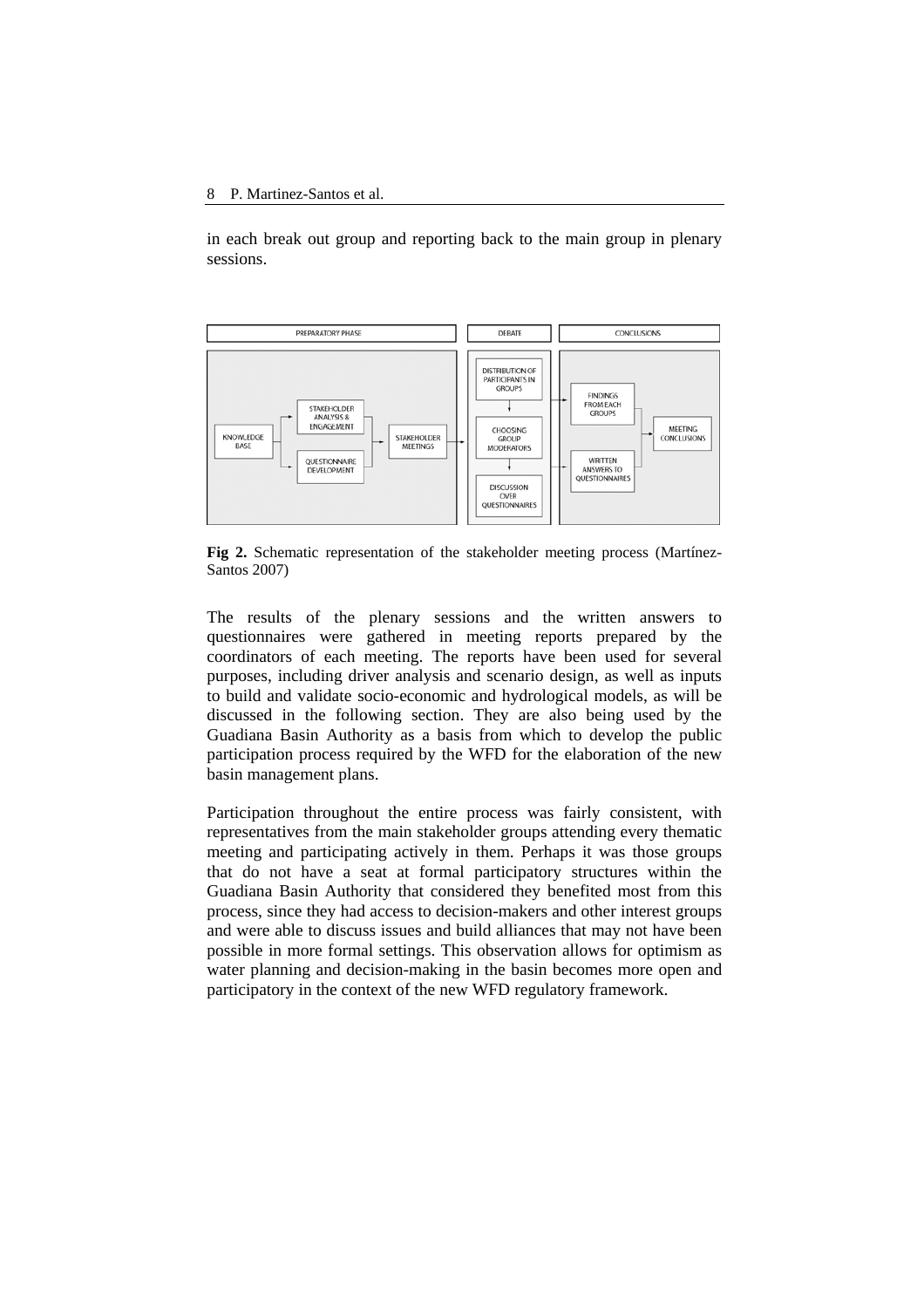in each break out group and reporting back to the main group in plenary sessions.

**Fig 2.** Schematic representation of the stakeholder meeting process (Martínez-Santos 2007)

The results of the plenary sessions and the written answers to questionnaires were gathered in meeting reports prepared by the coordinators of each meeting. The reports have been used for several purposes, including driver analysis and scenario design, as well as inputs to build and validate socio-economic and hydrological models, as will be discussed in the following section. They are also being used by the Guadiana Basin Authority as a basis from which to develop the public participation process required by the WFD for the elaboration of the new basin management plans.

Participation throughout the entire process was fairly consistent, with representatives from the main stakeholder groups attending every thematic meeting and participating actively in them. Perhaps it was those groups that do not have a seat at formal participatory structures within the Guadiana Basin Authority that considered they benefited most from this process, since they had access to decision-makers and other interest groups and were able to discuss issues and build alliances that may not have been possible in more formal settings. This observation allows for optimism as water planning and decision-making in the basin becomes more open and participatory in the context of the new WFD regulatory framework.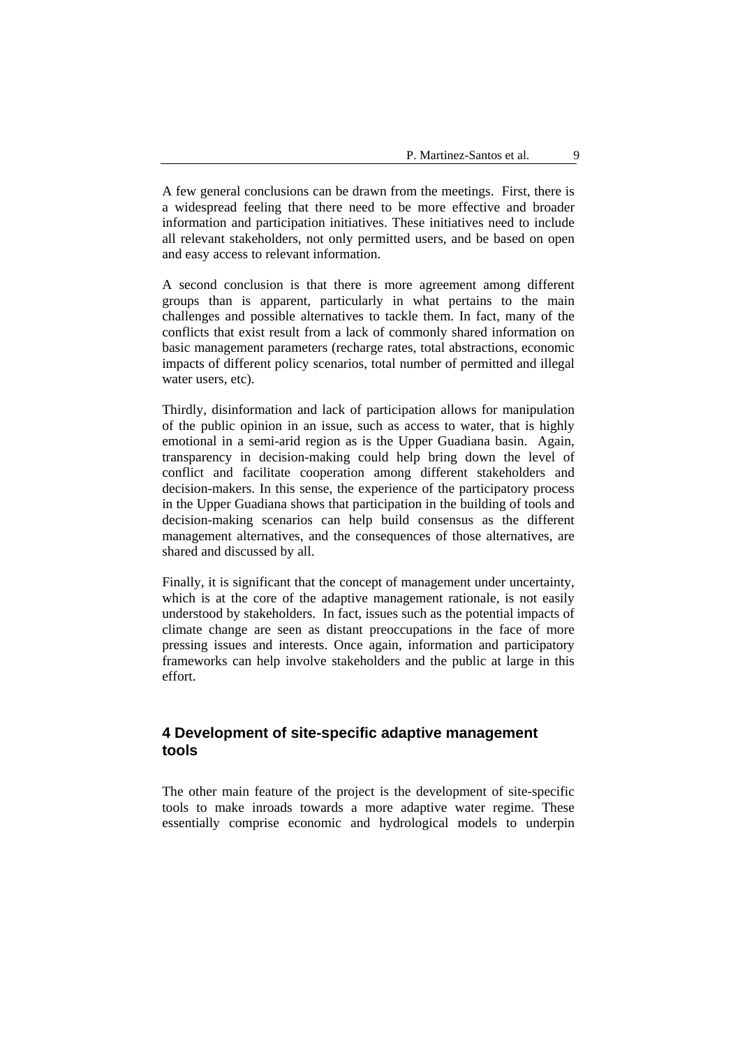A few general conclusions can be drawn from the meetings. First, there is a widespread feeling that there need to be more effective and broader information and participation initiatives. These initiatives need to include all relevant stakeholders, not only permitted users, and be based on open and easy access to relevant information.

A second conclusion is that there is more agreement among different groups than is apparent, particularly in what pertains to the main challenges and possible alternatives to tackle them. In fact, many of the conflicts that exist result from a lack of commonly shared information on basic management parameters (recharge rates, total abstractions, economic impacts of different policy scenarios, total number of permitted and illegal water users, etc).

Thirdly, disinformation and lack of participation allows for manipulation of the public opinion in an issue, such as access to water, that is highly emotional in a semi-arid region as is the Upper Guadiana basin. Again, transparency in decision-making could help bring down the level of conflict and facilitate cooperation among different stakeholders and decision-makers. In this sense, the experience of the participatory process in the Upper Guadiana shows that participation in the building of tools and decision-making scenarios can help build consensus as the different management alternatives, and the consequences of those alternatives, are shared and discussed by all.

Finally, it is significant that the concept of management under uncertainty, which is at the core of the adaptive management rationale, is not easily understood by stakeholders. In fact, issues such as the potential impacts of climate change are seen as distant preoccupations in the face of more pressing issues and interests. Once again, information and participatory frameworks can help involve stakeholders and the public at large in this effort.

## 4 Development of site-specific adaptive management tools

The other main feature of the project is the development of site-specific tools to make inroads towards a more adaptive water regime. These essentially comprise economic and hydrological models to underpin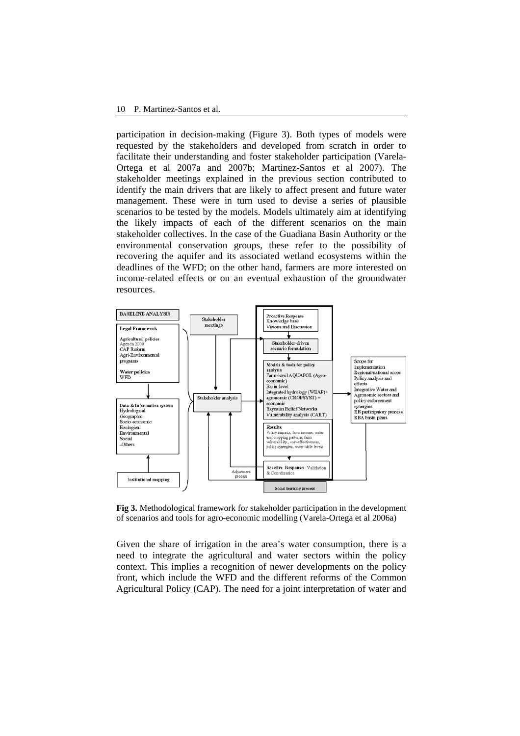participation in decision-making (Figure 3). Both types of models were requested by the stakeholders and developed from scratch in order to facilitate their understanding and foster stakeholder participation (Varela-Ortega et al 2007a and 2007b; Martinez-Santos et al 2007). The stakeholder meetings explained in the previous section contributed to identify the main drivers that are likely to affect present and future water management. These were in turn used to devise a series of plausible scenarios to be tested by the models. Models ultimately aim at identifying the likely impacts of each of the different scenarios on the main stakeholder collectives. In the case of the Guadiana Basin Authority or the environmental conservation groups, these refer to the possibility of recovering the aquifer and its associated wetland ecosystems within the deadlines of the WFD; on the other hand, farmers are more interested on income-related effects or on an eventual exhaustion of the groundwater resources.

BASELINE ANALYSIS

**Legal Framework**

**Agricultural policies**
Agenda 2000
CAP Reform
Agri-Environmental programs

**Water policies**
WFD

Data & Information system
Hydrological
Geographic
Socio-economic
Ecological
Environmental
Social
-Others

Institutional mapping

Stakeholder meetings

Stakeholder analysis

Proactive Response
Knowledge base
Visions and Discussion

Stakeholder-driven scenario formulation

**Models & tools for policy analysis**
Farm-level AQUAPOL (Agro-economic)
Basin-level
Integrated hydrology (WEAP)+ agronomic (CROPSYST) + economic
Bayesian Belief Networks
Vulnerability analysis (CART)

**Results**
Policy impacts, farm income, water use, cropping patterns, farm vulnerability, cost-effectiveness, policy synergies, water table levels

Reactive Response: Validation & Coordination

Adjustment process

Social learning process

Scope for implementation
Regional/national scope
Policy analysis and effects
Integrative Water and Agronomic sectors and policy enforcement synergies
RB participatory process
RBA basin plans

**Fig 3.** Methodological framework for stakeholder participation in the development of scenarios and tools for agro-economic modelling (Varela-Ortega et al 2006a)

Given the share of irrigation in the area's water consumption, there is a need to integrate the agricultural and water sectors within the policy context. This implies a recognition of newer developments on the policy front, which include the WFD and the different reforms of the Common Agricultural Policy (CAP). The need for a joint interpretation of water and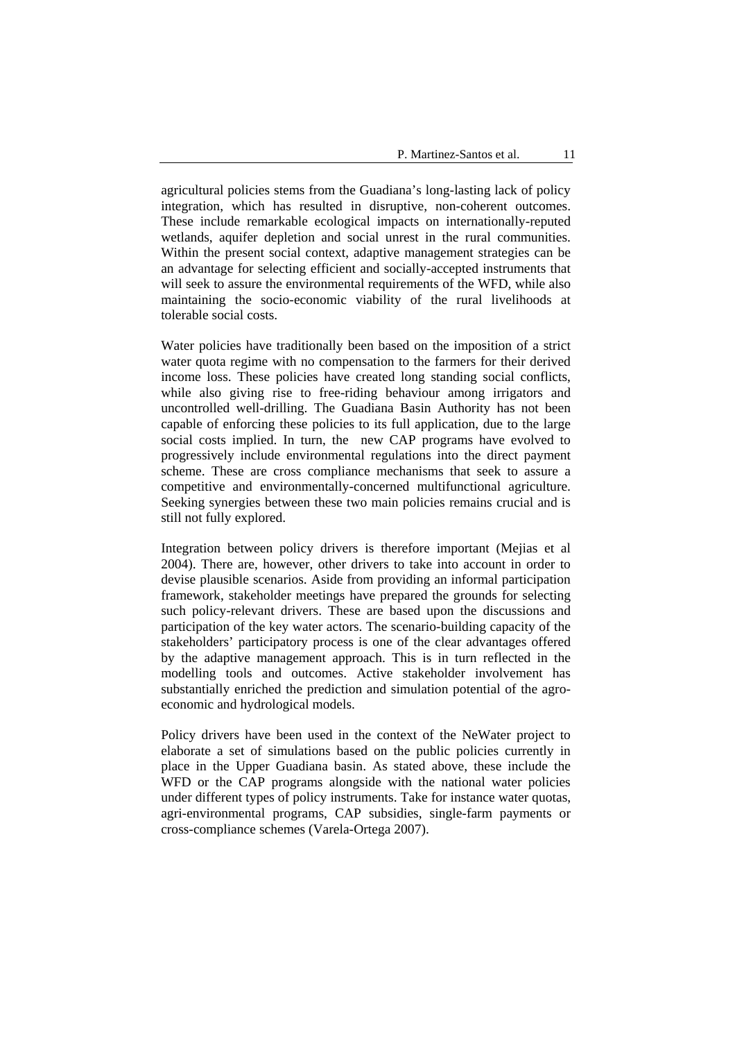agricultural policies stems from the Guadiana's long-lasting lack of policy integration, which has resulted in disruptive, non-coherent outcomes. These include remarkable ecological impacts on internationally-reputed wetlands, aquifer depletion and social unrest in the rural communities. Within the present social context, adaptive management strategies can be an advantage for selecting efficient and socially-accepted instruments that will seek to assure the environmental requirements of the WFD, while also maintaining the socio-economic viability of the rural livelihoods at tolerable social costs.

Water policies have traditionally been based on the imposition of a strict water quota regime with no compensation to the farmers for their derived income loss. These policies have created long standing social conflicts, while also giving rise to free-riding behaviour among irrigators and uncontrolled well-drilling. The Guadiana Basin Authority has not been capable of enforcing these policies to its full application, due to the large social costs implied. In turn, the new CAP programs have evolved to progressively include environmental regulations into the direct payment scheme. These are cross compliance mechanisms that seek to assure a competitive and environmentally-concerned multifunctional agriculture. Seeking synergies between these two main policies remains crucial and is still not fully explored.

Integration between policy drivers is therefore important (Mejias et al 2004). There are, however, other drivers to take into account in order to devise plausible scenarios. Aside from providing an informal participation framework, stakeholder meetings have prepared the grounds for selecting such policy-relevant drivers. These are based upon the discussions and participation of the key water actors. The scenario-building capacity of the stakeholders' participatory process is one of the clear advantages offered by the adaptive management approach. This is in turn reflected in the modelling tools and outcomes. Active stakeholder involvement has substantially enriched the prediction and simulation potential of the agro-economic and hydrological models.

Policy drivers have been used in the context of the NeWater project to elaborate a set of simulations based on the public policies currently in place in the Upper Guadiana basin. As stated above, these include the WFD or the CAP programs alongside with the national water policies under different types of policy instruments. Take for instance water quotas, agri-environmental programs, CAP subsidies, single-farm payments or cross-compliance schemes (Varela-Ortega 2007).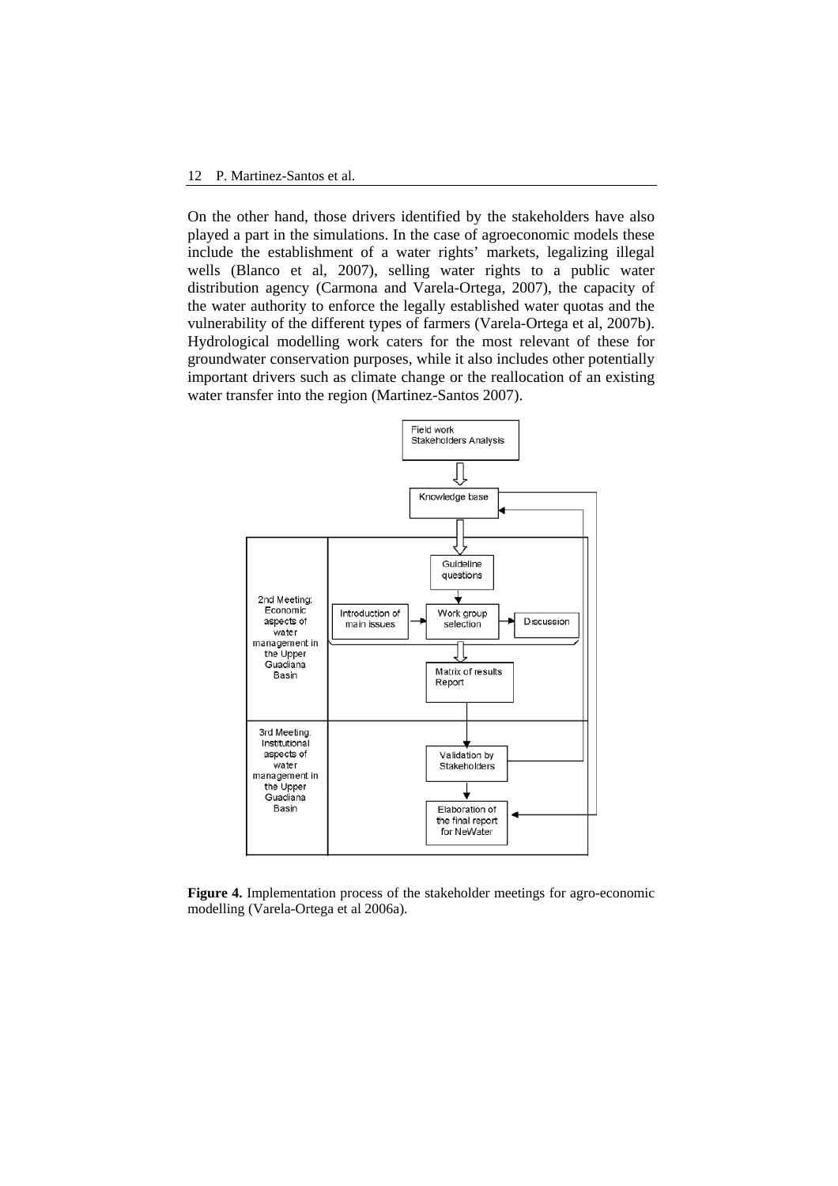On the other hand, those drivers identified by the stakeholders have also played a part in the simulations. In the case of agroeconomic models these include the establishment of a water rights' markets, legalizing illegal wells (Blanco et al, 2007), selling water rights to a public water distribution agency (Carmona and Varela-Ortega, 2007), the capacity of the water authority to enforce the legally established water quotas and the vulnerability of the different types of farmers (Varela-Ortega et al, 2007b). Hydrological modelling work caters for the most relevant of these for groundwater conservation purposes, while it also includes other potentially important drivers such as climate change or the reallocation of an existing water transfer into the region (Martinez-Santos 2007).

**Figure 4.** Implementation process of the stakeholder meetings for agro-economic modelling (Varela-Ortega et al 2006a).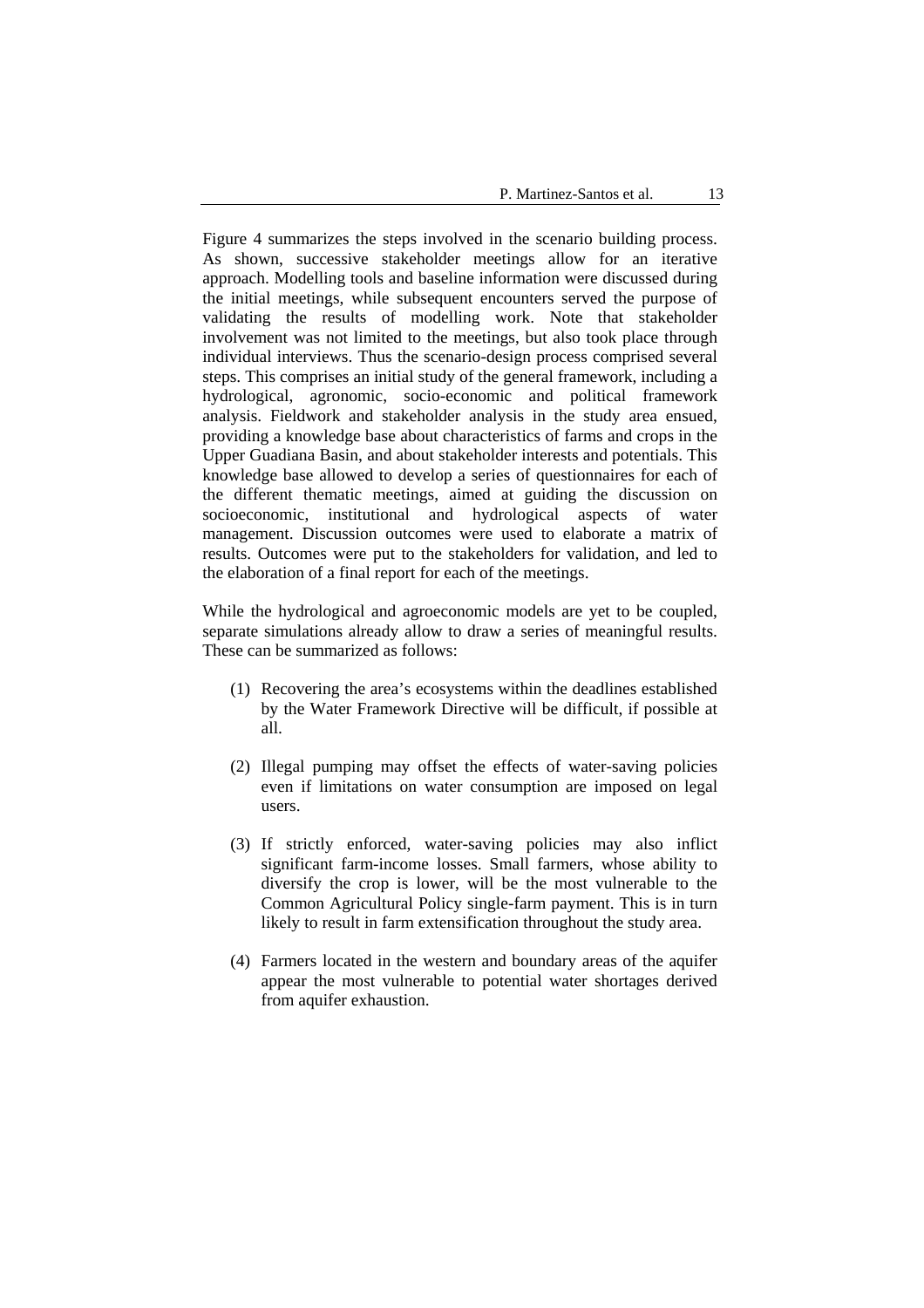Figure 4 summarizes the steps involved in the scenario building process. As shown, successive stakeholder meetings allow for an iterative approach. Modelling tools and baseline information were discussed during the initial meetings, while subsequent encounters served the purpose of validating the results of modelling work. Note that stakeholder involvement was not limited to the meetings, but also took place through individual interviews. Thus the scenario-design process comprised several steps. This comprises an initial study of the general framework, including a hydrological, agronomic, socio-economic and political framework analysis. Fieldwork and stakeholder analysis in the study area ensued, providing a knowledge base about characteristics of farms and crops in the Upper Guadiana Basin, and about stakeholder interests and potentials. This knowledge base allowed to develop a series of questionnaires for each of the different thematic meetings, aimed at guiding the discussion on socioeconomic, institutional and hydrological aspects of water management. Discussion outcomes were used to elaborate a matrix of results. Outcomes were put to the stakeholders for validation, and led to the elaboration of a final report for each of the meetings.

While the hydrological and agroeconomic models are yet to be coupled, separate simulations already allow to draw a series of meaningful results. These can be summarized as follows:

(1) Recovering the area's ecosystems within the deadlines established by the Water Framework Directive will be difficult, if possible at all.

(2) Illegal pumping may offset the effects of water-saving policies even if limitations on water consumption are imposed on legal users.

(3) If strictly enforced, water-saving policies may also inflict significant farm-income losses. Small farmers, whose ability to diversify the crop is lower, will be the most vulnerable to the Common Agricultural Policy single-farm payment. This is in turn likely to result in farm extensification throughout the study area.

(4) Farmers located in the western and boundary areas of the aquifer appear the most vulnerable to potential water shortages derived from aquifer exhaustion.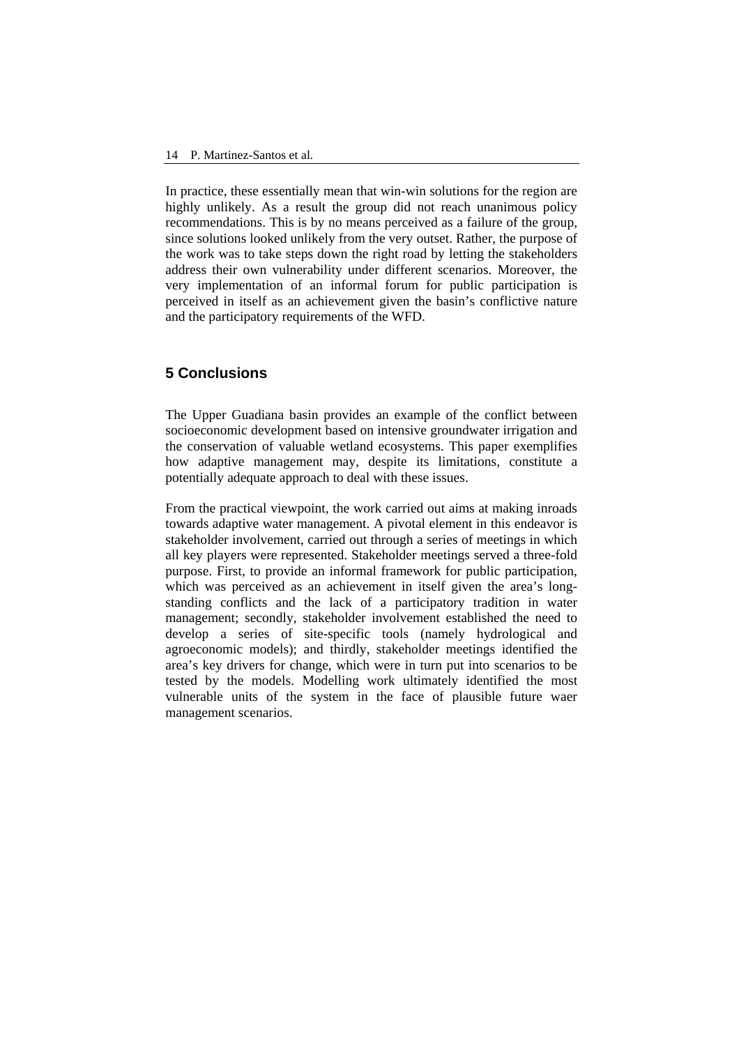In practice, these essentially mean that win-win solutions for the region are highly unlikely. As a result the group did not reach unanimous policy recommendations. This is by no means perceived as a failure of the group, since solutions looked unlikely from the very outset. Rather, the purpose of the work was to take steps down the right road by letting the stakeholders address their own vulnerability under different scenarios. Moreover, the very implementation of an informal forum for public participation is perceived in itself as an achievement given the basin's conflictive nature and the participatory requirements of the WFD.

## 5 Conclusions

The Upper Guadiana basin provides an example of the conflict between socioeconomic development based on intensive groundwater irrigation and the conservation of valuable wetland ecosystems. This paper exemplifies how adaptive management may, despite its limitations, constitute a potentially adequate approach to deal with these issues.

From the practical viewpoint, the work carried out aims at making inroads towards adaptive water management. A pivotal element in this endeavor is stakeholder involvement, carried out through a series of meetings in which all key players were represented. Stakeholder meetings served a three-fold purpose. First, to provide an informal framework for public participation, which was perceived as an achievement in itself given the area's long-standing conflicts and the lack of a participatory tradition in water management; secondly, stakeholder involvement established the need to develop a series of site-specific tools (namely hydrological and agroeconomic models); and thirdly, stakeholder meetings identified the area's key drivers for change, which were in turn put into scenarios to be tested by the models. Modelling work ultimately identified the most vulnerable units of the system in the face of plausible future waer management scenarios.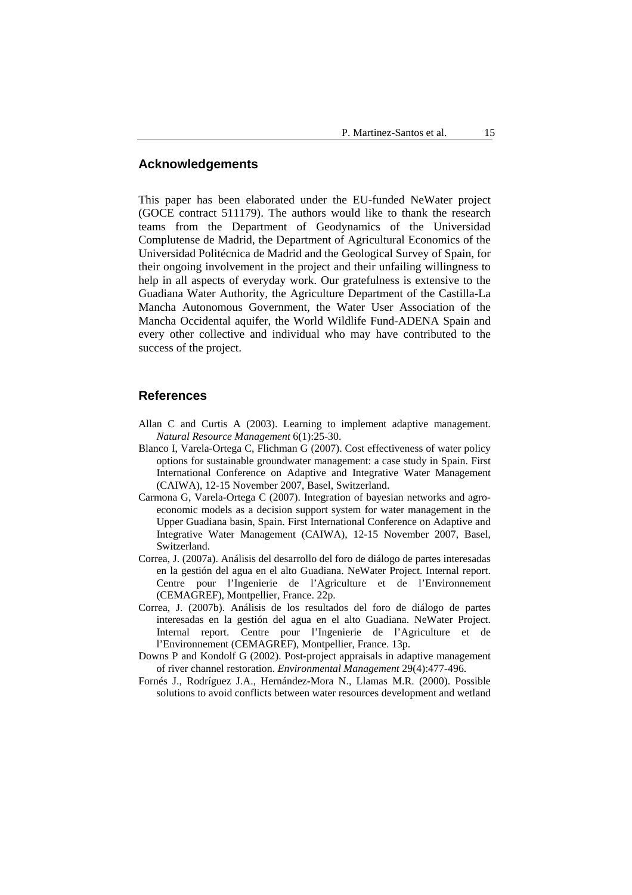## Acknowledgements

This paper has been elaborated under the EU-funded NeWater project (GOCE contract 511179). The authors would like to thank the research teams from the Department of Geodynamics of the Universidad Complutense de Madrid, the Department of Agricultural Economics of the Universidad Politécnica de Madrid and the Geological Survey of Spain, for their ongoing involvement in the project and their unfailing willingness to help in all aspects of everyday work. Our gratefulness is extensive to the Guadiana Water Authority, the Agriculture Department of the Castilla-La Mancha Autonomous Government, the Water User Association of the Mancha Occidental aquifer, the World Wildlife Fund-ADENA Spain and every other collective and individual who may have contributed to the success of the project.

## References

Allan C and Curtis A (2003). Learning to implement adaptive management. *Natural Resource Management* 6(1):25-30.

Blanco I, Varela-Ortega C, Flichman G (2007). Cost effectiveness of water policy options for sustainable groundwater management: a case study in Spain. First International Conference on Adaptive and Integrative Water Management (CAIWA), 12-15 November 2007, Basel, Switzerland.

Carmona G, Varela-Ortega C (2007). Integration of bayesian networks and agro-economic models as a decision support system for water management in the Upper Guadiana basin, Spain. First International Conference on Adaptive and Integrative Water Management (CAIWA), 12-15 November 2007, Basel, Switzerland.

Correa, J. (2007a). Análisis del desarrollo del foro de diálogo de partes interesadas en la gestión del agua en el alto Guadiana. NeWater Project. Internal report. Centre pour l'Ingenierie de l'Agriculture et de l'Environnement (CEMAGREF), Montpellier, France. 22p.

Correa, J. (2007b). Análisis de los resultados del foro de diálogo de partes interesadas en la gestión del agua en el alto Guadiana. NeWater Project. Internal report. Centre pour l'Ingenierie de l'Agriculture et de l'Environnement (CEMAGREF), Montpellier, France. 13p.

Downs P and Kondolf G (2002). Post-project appraisals in adaptive management of river channel restoration. *Environmental Management* 29(4):477-496.

Fornés J., Rodríguez J.A., Hernández-Mora N., Llamas M.R. (2000). Possible solutions to avoid conflicts between water resources development and wetland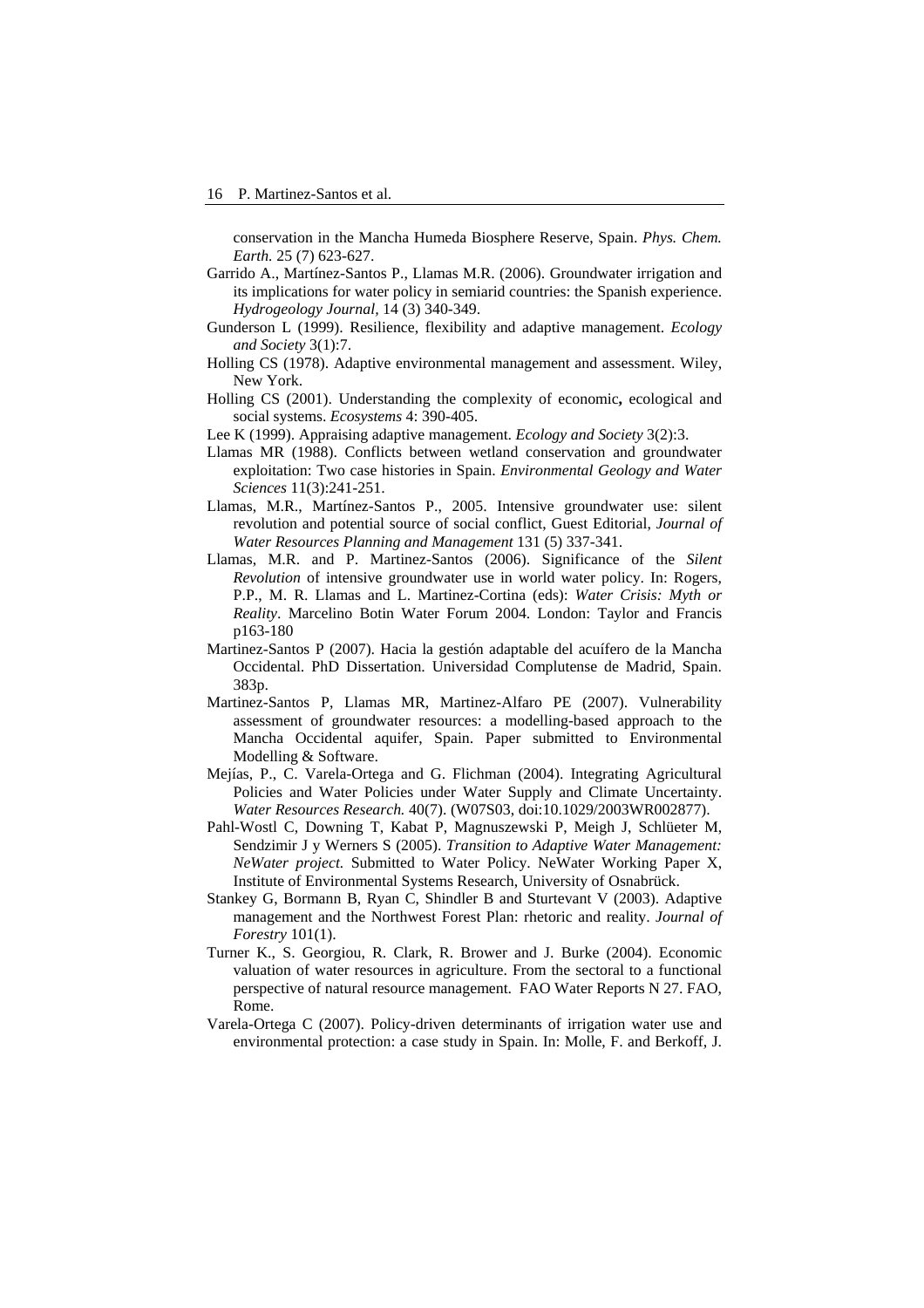conservation in the Mancha Humeda Biosphere Reserve, Spain. *Phys. Chem. Earth.* 25 (7) 623-627.

Garrido A., Martínez-Santos P., Llamas M.R. (2006). Groundwater irrigation and its implications for water policy in semiarid countries: the Spanish experience. *Hydrogeology Journal*, 14 (3) 340-349.

Gunderson L (1999). Resilience, flexibility and adaptive management. *Ecology and Society* 3(1):7.

Holling CS (1978). Adaptive environmental management and assessment. Wiley, New York.

Holling CS (2001). Understanding the complexity of economic**,** ecological and social systems. *Ecosystems* 4: 390-405.

Lee K (1999). Appraising adaptive management. *Ecology and Society* 3(2):3.

Llamas MR (1988). Conflicts between wetland conservation and groundwater exploitation: Two case histories in Spain. *Environmental Geology and Water Sciences* 11(3):241-251.

Llamas, M.R., Martínez-Santos P., 2005. Intensive groundwater use: silent revolution and potential source of social conflict, Guest Editorial, *Journal of Water Resources Planning and Management* 131 (5) 337-341.

Llamas, M.R. and P. Martinez-Santos (2006). Significance of the *Silent Revolution* of intensive groundwater use in world water policy. In: Rogers, P.P., M. R. Llamas and L. Martinez-Cortina (eds): *Water Crisis: Myth or Reality*. Marcelino Botin Water Forum 2004. London: Taylor and Francis p163-180

Martinez-Santos P (2007). Hacia la gestión adaptable del acuífero de la Mancha Occidental. PhD Dissertation. Universidad Complutense de Madrid, Spain. 383p.

Martinez-Santos P, Llamas MR, Martinez-Alfaro PE (2007). Vulnerability assessment of groundwater resources: a modelling-based approach to the Mancha Occidental aquifer, Spain. Paper submitted to Environmental Modelling & Software.

Mejías, P., C. Varela-Ortega and G. Flichman (2004). Integrating Agricultural Policies and Water Policies under Water Supply and Climate Uncertainty. *Water Resources Research.* 40(7). (W07S03, doi:10.1029/2003WR002877).

Pahl-Wostl C, Downing T, Kabat P, Magnuszewski P, Meigh J, Schlüeter M, Sendzimir J y Werners S (2005). *Transition to Adaptive Water Management: NeWater project.* Submitted to Water Policy. NeWater Working Paper X, Institute of Environmental Systems Research, University of Osnabrück.

Stankey G, Bormann B, Ryan C, Shindler B and Sturtevant V (2003). Adaptive management and the Northwest Forest Plan: rhetoric and reality. *Journal of Forestry* 101(1).

Turner K., S. Georgiou, R. Clark, R. Brower and J. Burke (2004). Economic valuation of water resources in agriculture. From the sectoral to a functional perspective of natural resource management. FAO Water Reports N 27. FAO, Rome.

Varela-Ortega C (2007). Policy-driven determinants of irrigation water use and environmental protection: a case study in Spain. In: Molle, F. and Berkoff, J.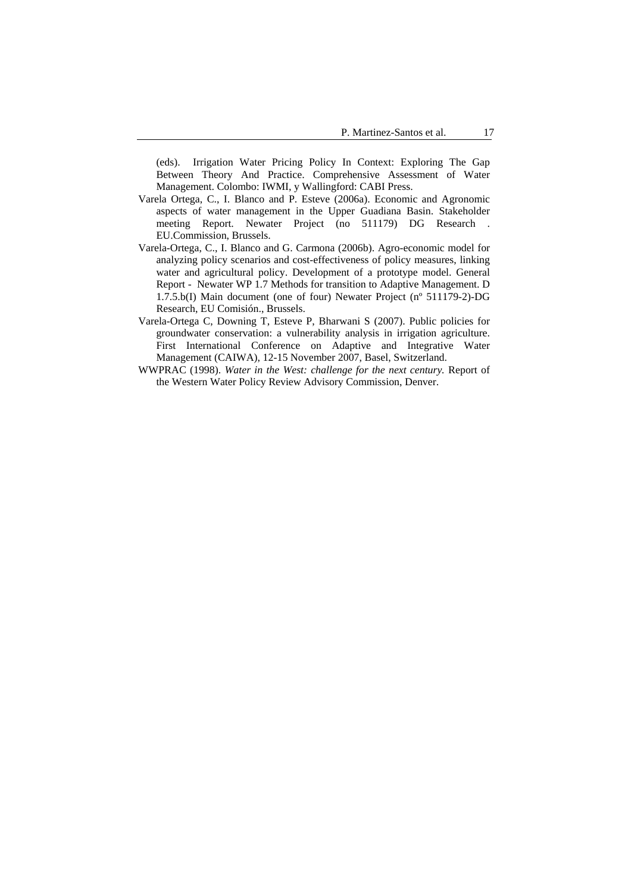(eds). Irrigation Water Pricing Policy In Context: Exploring The Gap Between Theory And Practice. Comprehensive Assessment of Water Management. Colombo: IWMI, y Wallingford: CABI Press.

Varela Ortega, C., I. Blanco and P. Esteve (2006a). Economic and Agronomic aspects of water management in the Upper Guadiana Basin. Stakeholder meeting Report. Newater Project (no 511179) DG Research . EU.Commission, Brussels.

Varela-Ortega, C., I. Blanco and G. Carmona (2006b). Agro-economic model for analyzing policy scenarios and cost-effectiveness of policy measures, linking water and agricultural policy. Development of a prototype model. General Report - Newater WP 1.7 Methods for transition to Adaptive Management. D 1.7.5.b(I) Main document (one of four) Newater Project (nº 511179-2)-DG Research, EU Comisión., Brussels.

Varela-Ortega C, Downing T, Esteve P, Bharwani S (2007). Public policies for groundwater conservation: a vulnerability analysis in irrigation agriculture. First International Conference on Adaptive and Integrative Water Management (CAIWA), 12-15 November 2007, Basel, Switzerland.

WWPRAC (1998). *Water in the West: challenge for the next century.* Report of the Western Water Policy Review Advisory Commission, Denver.